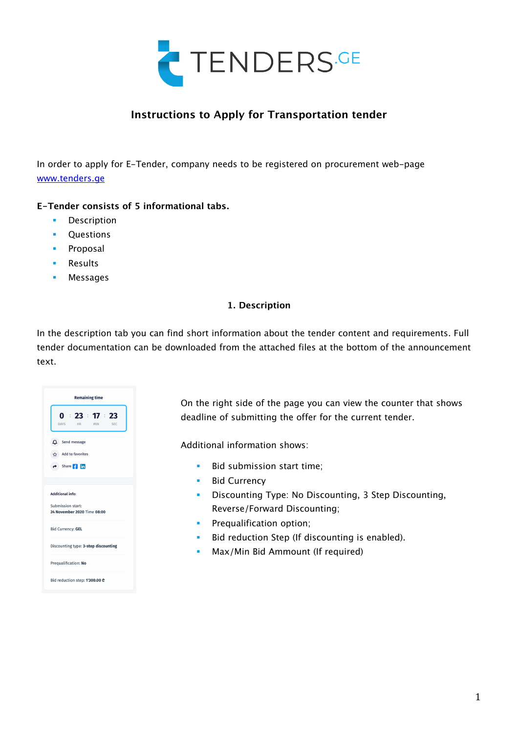# Instructions to Apply for Transportation tender

In order to apply for E-Tender, company needs to be registered on procurement web-page [www.tenders.ge](http://www.tenders.ge)

**E-Tender consists of 5 informational tabs.**

- Description
- Questions
- Proposal
- Results
- Messages

## 1. Description

In the description tab you can find short information about the tender content and requirements. Full tender documentation can be downloaded from the attached files at the bottom of the announcement text.

On the right side of the page you can view the counter that shows deadline of submitting the offer for the current tender.

Additional information shows:

- Bid submission start time;
- Bid Currency
- Discounting Type: No Discounting, 3 Step Discounting, Reverse/Forward Discounting;
- Prequalification option;
- Bid reduction Step (If discounting is enabled).
- Max/Min Bid Ammount (If required)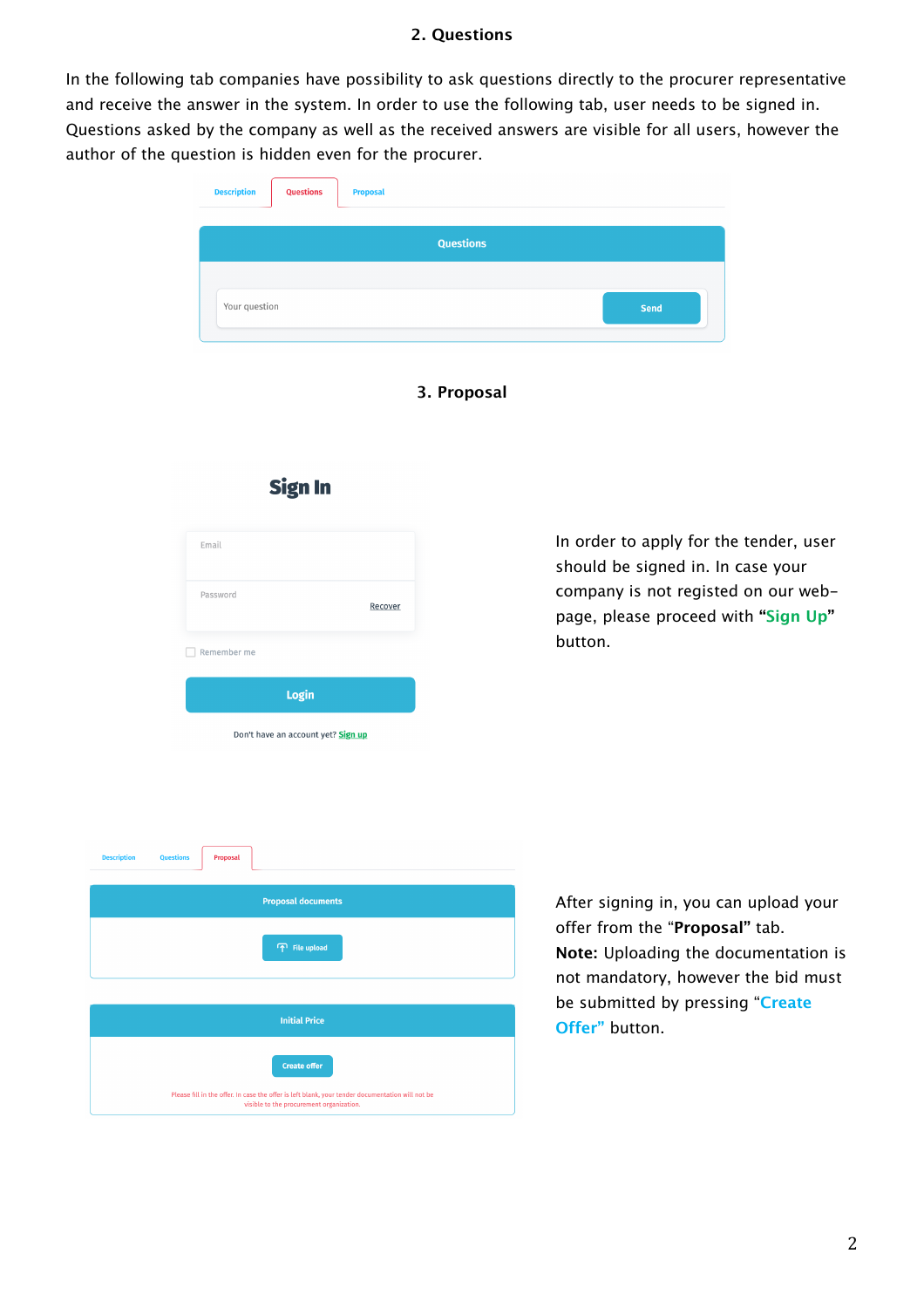## 2. Questions

In the following tab companies have possibility to ask questions directly to the procurer representative and receive the answer in the system. In order to use the following tab, user needs to be signed in. Questions asked by the company as well as the received answers are visible for all users, however the author of the question is hidden even for the procurer.

## 3. Proposal

In order to apply for the tender, user should be signed in. In case your company is not registed on our web-page, please proceed with **"Sign Up"** button.

After signing in, you can upload your offer from the "**Proposal**" tab.
**Note:** Uploading the documentation is not mandatory, however the bid must be submitted by pressing "**Create Offer"** button.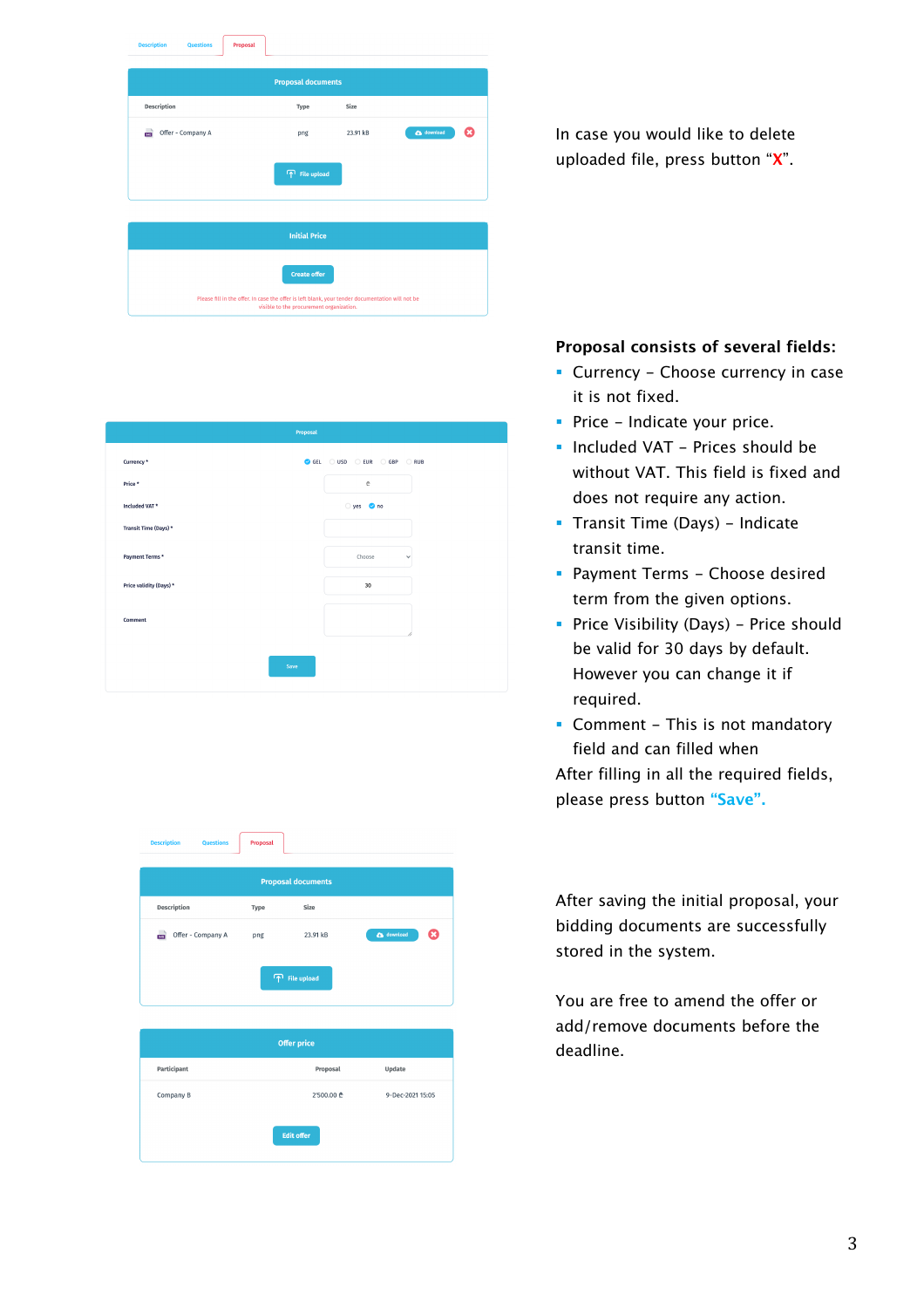In case you would like to delete uploaded file, press button "X".

**Proposal consists of several fields:**

- Currency – Choose currency in case it is not fixed.
- Price – Indicate your price.
- Included VAT – Prices should be without VAT. This field is fixed and does not require any action.
- Transit Time (Days) – Indicate transit time.
- Payment Terms – Choose desired term from the given options.
- Price Visibility (Days) – Price should be valid for 30 days by default. However you can change it if required.
- Comment – This is not mandatory field and can filled when

After filling in all the required fields, please press button **"Save".**

After saving the initial proposal, your bidding documents are successfully stored in the system.

You are free to amend the offer or add/remove documents before the deadline.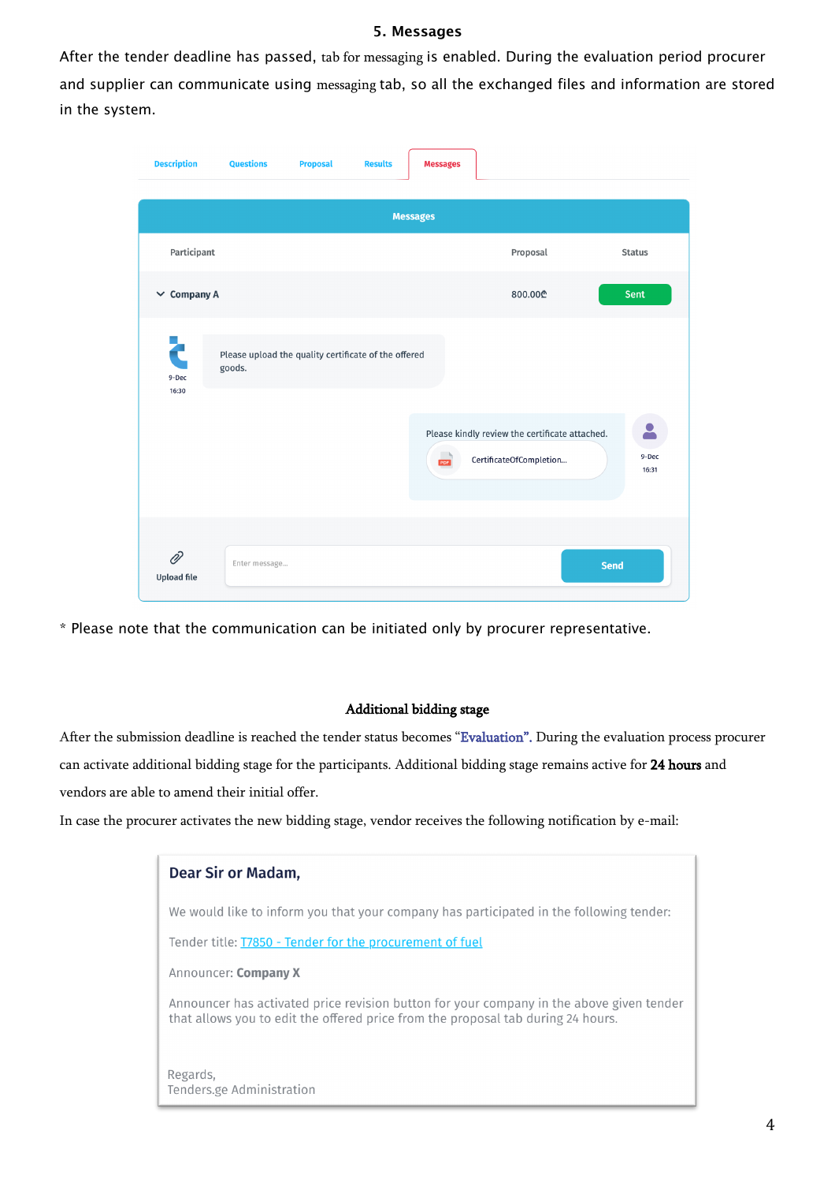## 5. Messages

After the tender deadline has passed, tab for messaging is enabled. During the evaluation period procurer and supplier can communicate using messaging tab, so all the exchanged files and information are stored in the system.

Description | Questions | Proposal | Results | Messages

**Messages**

| Participant | Proposal | Status |
|---|---|---|
| Company A | 800.00₾ | Sent |

9-Dec 16:30 — Please upload the quality certificate of the offered goods.

9-Dec 16:31 — Please kindly review the certificate attached. CertificateOfCompletion...

Upload file | Enter message... | Send

\* Please note that the communication can be initiated only by procurer representative.

## Additional bidding stage

After the submission deadline is reached the tender status becomes "Evaluation". During the evaluation process procurer can activate additional bidding stage for the participants. Additional bidding stage remains active for **24 hours** and vendors are able to amend their initial offer.

In case the procurer activates the new bidding stage, vendor receives the following notification by e-mail:

> **Dear Sir or Madam,**
>
> We would like to inform you that your company has participated in the following tender:
>
> Tender title: T7850 - Tender for the procurement of fuel
>
> Announcer: **Company X**
>
> Announcer has activated price revision button for your company in the above given tender that allows you to edit the offered price from the proposal tab during 24 hours.
>
> Regards,
> Tenders.ge Administration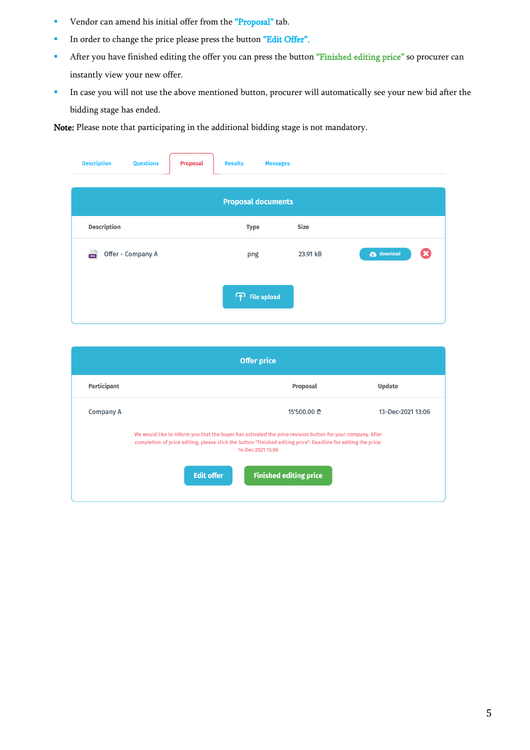- Vendor can amend his initial offer from the "Proposal" tab.
- In order to change the price please press the button "Edit Offer".
- After you have finished editing the offer you can press the button "Finished editing price" so procurer can instantly view your new offer.
- In case you will not use the above mentioned button, procurer will automatically see your new bid after the bidding stage has ended.

**Note:** Please note that participating in the additional bidding stage is not mandatory.

Description Questions **Proposal** Results Messages

**Proposal documents**

| Description | Type | Size | | |
|---|---|---|---|---|
| Offer - Company A | png | 23.91 kB | download | |

File upload

**Offer price**

| Participant | Proposal | Update |
|---|---|---|
| Company A | 15'500.00 ₾ | 13-Dec-2021 13:06 |

We would like to inform you that the buyer has activated the price revision button for your company. After completion of price editing, please click the button "Finished editing price". Deadline for editing the price: 14-Dec-2021 13:06

Edit offer Finished editing price